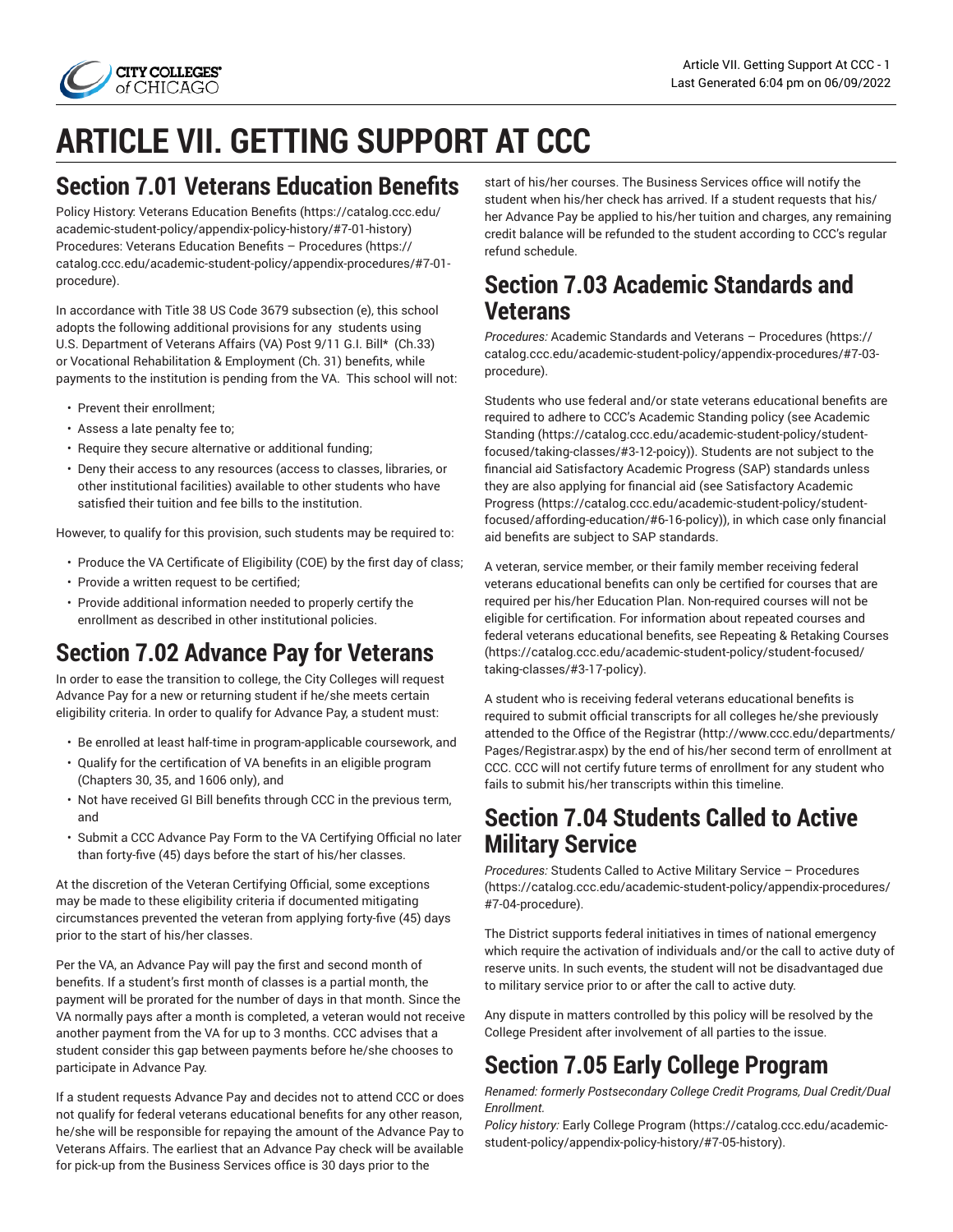# ARTICLE VII. GETTING SUPPORT AT CCC

## Section 7.01 Veterans Education Benefits

Policy History: Veterans Education Benefits (https://catalog.ccc.edu/academic-student-policy/appendix-policy-history/#7-01-history)
Procedures: Veterans Education Benefits – Procedures (https://catalog.ccc.edu/academic-student-policy/appendix-procedures/#7-01-procedure).

In accordance with Title 38 US Code 3679 subsection (e), this school adopts the following additional provisions for any students using U.S. Department of Veterans Affairs (VA) Post 9/11 G.I. Bill* (Ch.33) or Vocational Rehabilitation & Employment (Ch. 31) benefits, while payments to the institution is pending from the VA. This school will not:

- Prevent their enrollment;
- Assess a late penalty fee to;
- Require they secure alternative or additional funding;
- Deny their access to any resources (access to classes, libraries, or other institutional facilities) available to other students who have satisfied their tuition and fee bills to the institution.

However, to qualify for this provision, such students may be required to:

- Produce the VA Certificate of Eligibility (COE) by the first day of class;
- Provide a written request to be certified;
- Provide additional information needed to properly certify the enrollment as described in other institutional policies.

## Section 7.02 Advance Pay for Veterans

In order to ease the transition to college, the City Colleges will request Advance Pay for a new or returning student if he/she meets certain eligibility criteria. In order to qualify for Advance Pay, a student must:

- Be enrolled at least half-time in program-applicable coursework, and
- Qualify for the certification of VA benefits in an eligible program (Chapters 30, 35, and 1606 only), and
- Not have received GI Bill benefits through CCC in the previous term, and
- Submit a CCC Advance Pay Form to the VA Certifying Official no later than forty-five (45) days before the start of his/her classes.

At the discretion of the Veteran Certifying Official, some exceptions may be made to these eligibility criteria if documented mitigating circumstances prevented the veteran from applying forty-five (45) days prior to the start of his/her classes.

Per the VA, an Advance Pay will pay the first and second month of benefits. If a student's first month of classes is a partial month, the payment will be prorated for the number of days in that month. Since the VA normally pays after a month is completed, a veteran would not receive another payment from the VA for up to 3 months. CCC advises that a student consider this gap between payments before he/she chooses to participate in Advance Pay.

If a student requests Advance Pay and decides not to attend CCC or does not qualify for federal veterans educational benefits for any other reason, he/she will be responsible for repaying the amount of the Advance Pay to Veterans Affairs. The earliest that an Advance Pay check will be available for pick-up from the Business Services office is 30 days prior to the start of his/her courses. The Business Services office will notify the student when his/her check has arrived. If a student requests that his/her Advance Pay be applied to his/her tuition and charges, any remaining credit balance will be refunded to the student according to CCC's regular refund schedule.

## Section 7.03 Academic Standards and Veterans

*Procedures:* Academic Standards and Veterans – Procedures (https://catalog.ccc.edu/academic-student-policy/appendix-procedures/#7-03-procedure).

Students who use federal and/or state veterans educational benefits are required to adhere to CCC's Academic Standing policy (see Academic Standing (https://catalog.ccc.edu/academic-student-policy/student-focused/taking-classes/#3-12-poicy)). Students are not subject to the financial aid Satisfactory Academic Progress (SAP) standards unless they are also applying for financial aid (see Satisfactory Academic Progress (https://catalog.ccc.edu/academic-student-policy/student-focused/affording-education/#6-16-policy)), in which case only financial aid benefits are subject to SAP standards.

A veteran, service member, or their family member receiving federal veterans educational benefits can only be certified for courses that are required per his/her Education Plan. Non-required courses will not be eligible for certification. For information about repeated courses and federal veterans educational benefits, see Repeating & Retaking Courses (https://catalog.ccc.edu/academic-student-policy/student-focused/taking-classes/#3-17-policy).

A student who is receiving federal veterans educational benefits is required to submit official transcripts for all colleges he/she previously attended to the Office of the Registrar (http://www.ccc.edu/departments/Pages/Registrar.aspx) by the end of his/her second term of enrollment at CCC. CCC will not certify future terms of enrollment for any student who fails to submit his/her transcripts within this timeline.

## Section 7.04 Students Called to Active Military Service

*Procedures:* Students Called to Active Military Service – Procedures (https://catalog.ccc.edu/academic-student-policy/appendix-procedures/#7-04-procedure).

The District supports federal initiatives in times of national emergency which require the activation of individuals and/or the call to active duty of reserve units. In such events, the student will not be disadvantaged due to military service prior to or after the call to active duty.

Any dispute in matters controlled by this policy will be resolved by the College President after involvement of all parties to the issue.

## Section 7.05 Early College Program

*Renamed: formerly Postsecondary College Credit Programs, Dual Credit/Dual Enrollment.*
*Policy history:* Early College Program (https://catalog.ccc.edu/academic-student-policy/appendix-policy-history/#7-05-history).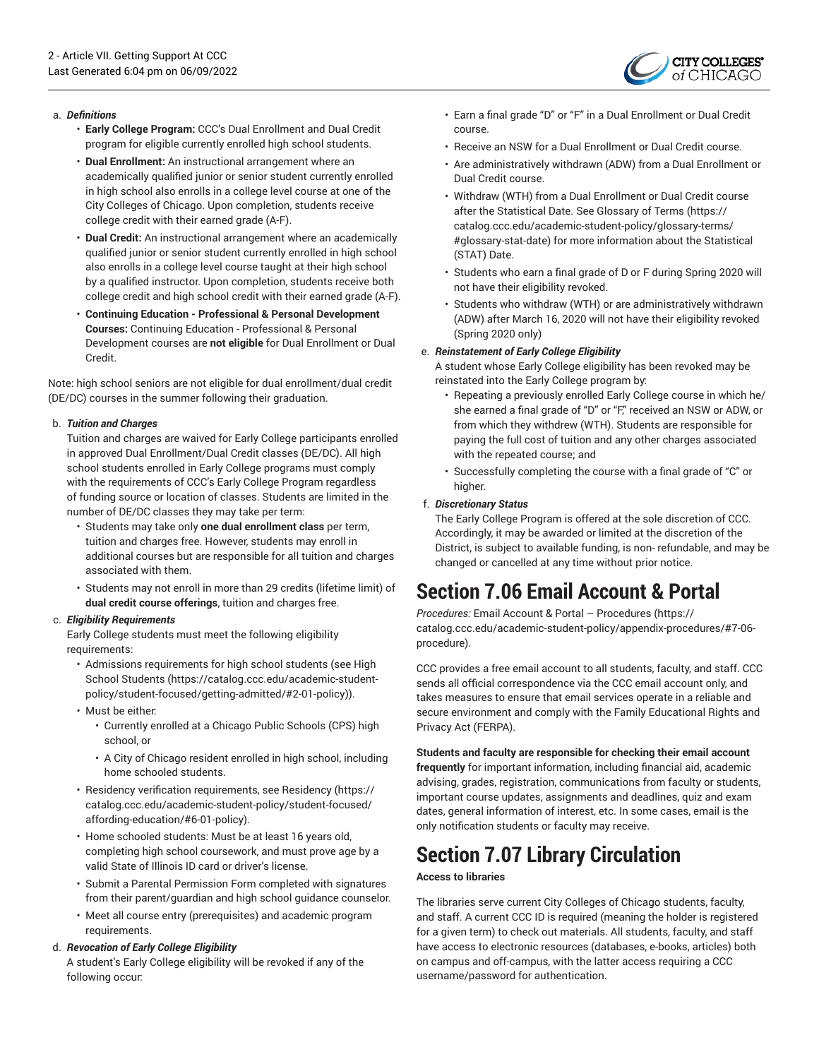a. ***Definitions***
   - **Early College Program:** CCC's Dual Enrollment and Dual Credit program for eligible currently enrolled high school students.
   - **Dual Enrollment:** An instructional arrangement where an academically qualified junior or senior student currently enrolled in high school also enrolls in a college level course at one of the City Colleges of Chicago. Upon completion, students receive college credit with their earned grade (A-F).
   - **Dual Credit:** An instructional arrangement where an academically qualified junior or senior student currently enrolled in high school also enrolls in a college level course taught at their high school by a qualified instructor. Upon completion, students receive both college credit and high school credit with their earned grade (A-F).
   - **Continuing Education - Professional & Personal Development Courses:** Continuing Education - Professional & Personal Development courses are **not eligible** for Dual Enrollment or Dual Credit.

Note: high school seniors are not eligible for dual enrollment/dual credit (DE/DC) courses in the summer following their graduation.

b. ***Tuition and Charges***

   Tuition and charges are waived for Early College participants enrolled in approved Dual Enrollment/Dual Credit classes (DE/DC). All high school students enrolled in Early College programs must comply with the requirements of CCC's Early College Program regardless of funding source or location of classes. Students are limited in the number of DE/DC classes they may take per term:
   - Students may take only **one dual enrollment class** per term, tuition and charges free. However, students may enroll in additional courses but are responsible for all tuition and charges associated with them.
   - Students may not enroll in more than 29 credits (lifetime limit) of **dual credit course offerings**, tuition and charges free.

c. ***Eligibility Requirements***

   Early College students must meet the following eligibility requirements:
   - Admissions requirements for high school students (see High School Students (https://catalog.ccc.edu/academic-student-policy/student-focused/getting-admitted/#2-01-policy)).
   - Must be either:
     - Currently enrolled at a Chicago Public Schools (CPS) high school, or
     - A City of Chicago resident enrolled in high school, including home schooled students.
   - Residency verification requirements, see Residency (https://catalog.ccc.edu/academic-student-policy/student-focused/affording-education/#6-01-policy).
   - Home schooled students: Must be at least 16 years old, completing high school coursework, and must prove age by a valid State of Illinois ID card or driver's license.
   - Submit a Parental Permission Form completed with signatures from their parent/guardian and high school guidance counselor.
   - Meet all course entry (prerequisites) and academic program requirements.

d. ***Revocation of Early College Eligibility***

   A student's Early College eligibility will be revoked if any of the following occur:
   - Earn a final grade "D" or "F" in a Dual Enrollment or Dual Credit course.
   - Receive an NSW for a Dual Enrollment or Dual Credit course.
   - Are administratively withdrawn (ADW) from a Dual Enrollment or Dual Credit course.
   - Withdraw (WTH) from a Dual Enrollment or Dual Credit course after the Statistical Date. See Glossary of Terms (https://catalog.ccc.edu/academic-student-policy/glossary-terms/#glossary-stat-date) for more information about the Statistical (STAT) Date.
   - Students who earn a final grade of D or F during Spring 2020 will not have their eligibility revoked.
   - Students who withdraw (WTH) or are administratively withdrawn (ADW) after March 16, 2020 will not have their eligibility revoked (Spring 2020 only)

e. ***Reinstatement of Early College Eligibility***

   A student whose Early College eligibility has been revoked may be reinstated into the Early College program by:
   - Repeating a previously enrolled Early College course in which he/she earned a final grade of "D" or "F," received an NSW or ADW, or from which they withdrew (WTH). Students are responsible for paying the full cost of tuition and any other charges associated with the repeated course; and
   - Successfully completing the course with a final grade of "C" or higher.

f. ***Discretionary Status***

   The Early College Program is offered at the sole discretion of CCC. Accordingly, it may be awarded or limited at the discretion of the District, is subject to available funding, is non- refundable, and may be changed or cancelled at any time without prior notice.

# Section 7.06 Email Account & Portal

*Procedures:* Email Account & Portal – Procedures (https://catalog.ccc.edu/academic-student-policy/appendix-procedures/#7-06-procedure).

CCC provides a free email account to all students, faculty, and staff. CCC sends all official correspondence via the CCC email account only, and takes measures to ensure that email services operate in a reliable and secure environment and comply with the Family Educational Rights and Privacy Act (FERPA).

**Students and faculty are responsible for checking their email account frequently** for important information, including financial aid, academic advising, grades, registration, communications from faculty or students, important course updates, assignments and deadlines, quiz and exam dates, general information of interest, etc. In some cases, email is the only notification students or faculty may receive.

# Section 7.07 Library Circulation

**Access to libraries**

The libraries serve current City Colleges of Chicago students, faculty, and staff. A current CCC ID is required (meaning the holder is registered for a given term) to check out materials. All students, faculty, and staff have access to electronic resources (databases, e-books, articles) both on campus and off-campus, with the latter access requiring a CCC username/password for authentication.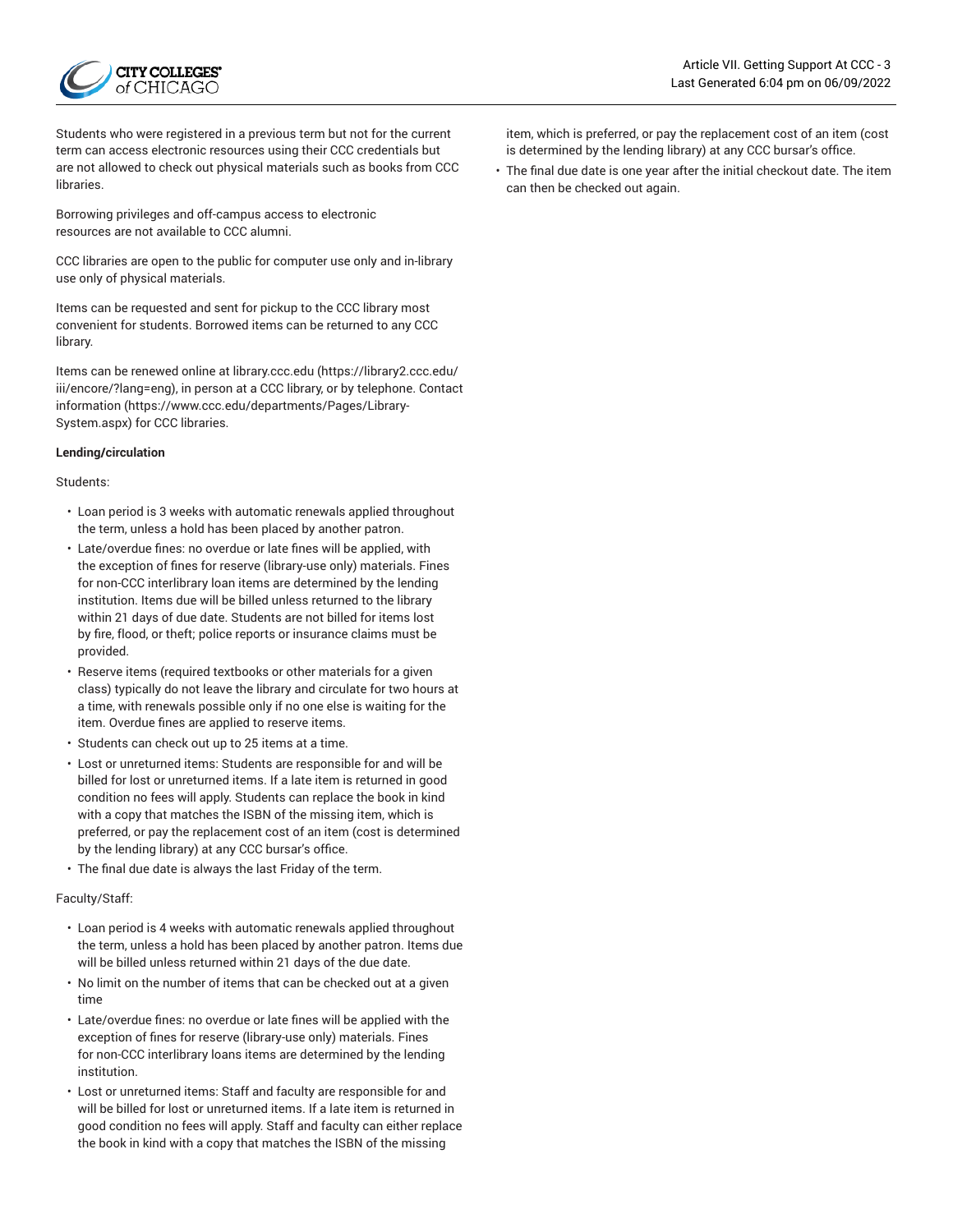Students who were registered in a previous term but not for the current term can access electronic resources using their CCC credentials but are not allowed to check out physical materials such as books from CCC libraries.

Borrowing privileges and off-campus access to electronic resources are not available to CCC alumni.

CCC libraries are open to the public for computer use only and in-library use only of physical materials.

Items can be requested and sent for pickup to the CCC library most convenient for students. Borrowed items can be returned to any CCC library.

Items can be renewed online at library.ccc.edu (https://library2.ccc.edu/iii/encore/?lang=eng), in person at a CCC library, or by telephone. Contact information (https://www.ccc.edu/departments/Pages/Library-System.aspx) for CCC libraries.

**Lending/circulation**

Students:

- Loan period is 3 weeks with automatic renewals applied throughout the term, unless a hold has been placed by another patron.
- Late/overdue fines: no overdue or late fines will be applied, with the exception of fines for reserve (library-use only) materials. Fines for non-CCC interlibrary loan items are determined by the lending institution. Items due will be billed unless returned to the library within 21 days of due date. Students are not billed for items lost by fire, flood, or theft; police reports or insurance claims must be provided.
- Reserve items (required textbooks or other materials for a given class) typically do not leave the library and circulate for two hours at a time, with renewals possible only if no one else is waiting for the item. Overdue fines are applied to reserve items.
- Students can check out up to 25 items at a time.
- Lost or unreturned items: Students are responsible for and will be billed for lost or unreturned items. If a late item is returned in good condition no fees will apply. Students can replace the book in kind with a copy that matches the ISBN of the missing item, which is preferred, or pay the replacement cost of an item (cost is determined by the lending library) at any CCC bursar's office.
- The final due date is always the last Friday of the term.

Faculty/Staff:

- Loan period is 4 weeks with automatic renewals applied throughout the term, unless a hold has been placed by another patron. Items due will be billed unless returned within 21 days of the due date.
- No limit on the number of items that can be checked out at a given time
- Late/overdue fines: no overdue or late fines will be applied with the exception of fines for reserve (library-use only) materials. Fines for non-CCC interlibrary loans items are determined by the lending institution.
- Lost or unreturned items: Staff and faculty are responsible for and will be billed for lost or unreturned items. If a late item is returned in good condition no fees will apply. Staff and faculty can either replace the book in kind with a copy that matches the ISBN of the missing item, which is preferred, or pay the replacement cost of an item (cost is determined by the lending library) at any CCC bursar's office.
- The final due date is one year after the initial checkout date. The item can then be checked out again.